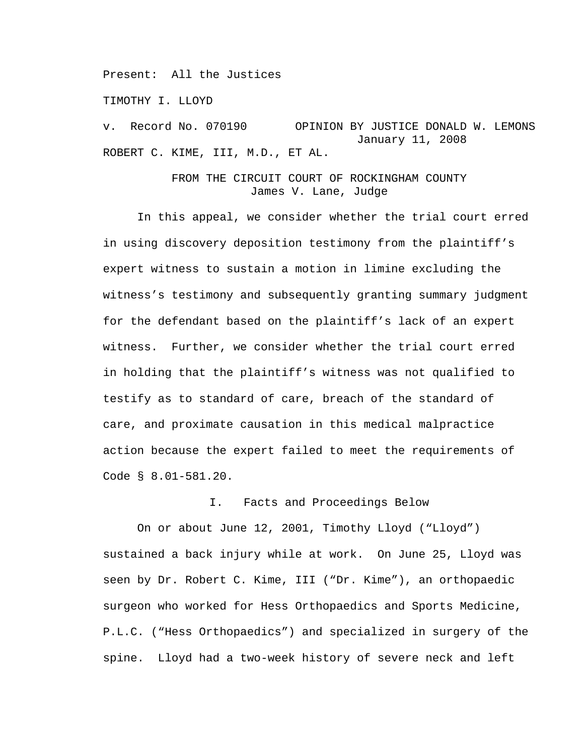Present: All the Justices

TIMOTHY I. LLOYD

v. Record No. 070190 OPINION BY JUSTICE DONALD W. LEMONS
January 11, 2008

ROBERT C. KIME, III, M.D., ET AL.

FROM THE CIRCUIT COURT OF ROCKINGHAM COUNTY
James V. Lane, Judge

In this appeal, we consider whether the trial court erred in using discovery deposition testimony from the plaintiff's expert witness to sustain a motion in limine excluding the witness's testimony and subsequently granting summary judgment for the defendant based on the plaintiff's lack of an expert witness. Further, we consider whether the trial court erred in holding that the plaintiff's witness was not qualified to testify as to standard of care, breach of the standard of care, and proximate causation in this medical malpractice action because the expert failed to meet the requirements of Code § 8.01-581.20.

## I. Facts and Proceedings Below

On or about June 12, 2001, Timothy Lloyd ("Lloyd") sustained a back injury while at work. On June 25, Lloyd was seen by Dr. Robert C. Kime, III ("Dr. Kime"), an orthopaedic surgeon who worked for Hess Orthopaedics and Sports Medicine, P.L.C. ("Hess Orthopaedics") and specialized in surgery of the spine. Lloyd had a two-week history of severe neck and left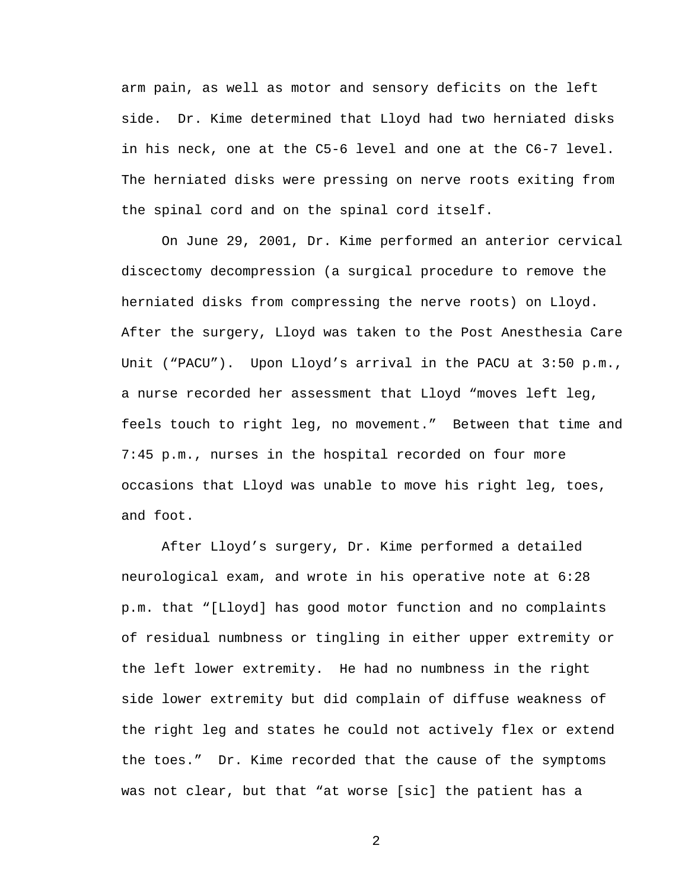arm pain, as well as motor and sensory deficits on the left side. Dr. Kime determined that Lloyd had two herniated disks in his neck, one at the C5-6 level and one at the C6-7 level. The herniated disks were pressing on nerve roots exiting from the spinal cord and on the spinal cord itself.

On June 29, 2001, Dr. Kime performed an anterior cervical discectomy decompression (a surgical procedure to remove the herniated disks from compressing the nerve roots) on Lloyd. After the surgery, Lloyd was taken to the Post Anesthesia Care Unit ("PACU"). Upon Lloyd's arrival in the PACU at 3:50 p.m., a nurse recorded her assessment that Lloyd "moves left leg, feels touch to right leg, no movement." Between that time and 7:45 p.m., nurses in the hospital recorded on four more occasions that Lloyd was unable to move his right leg, toes, and foot.

After Lloyd's surgery, Dr. Kime performed a detailed neurological exam, and wrote in his operative note at 6:28 p.m. that "[Lloyd] has good motor function and no complaints of residual numbness or tingling in either upper extremity or the left lower extremity. He had no numbness in the right side lower extremity but did complain of diffuse weakness of the right leg and states he could not actively flex or extend the toes." Dr. Kime recorded that the cause of the symptoms was not clear, but that "at worse [sic] the patient has a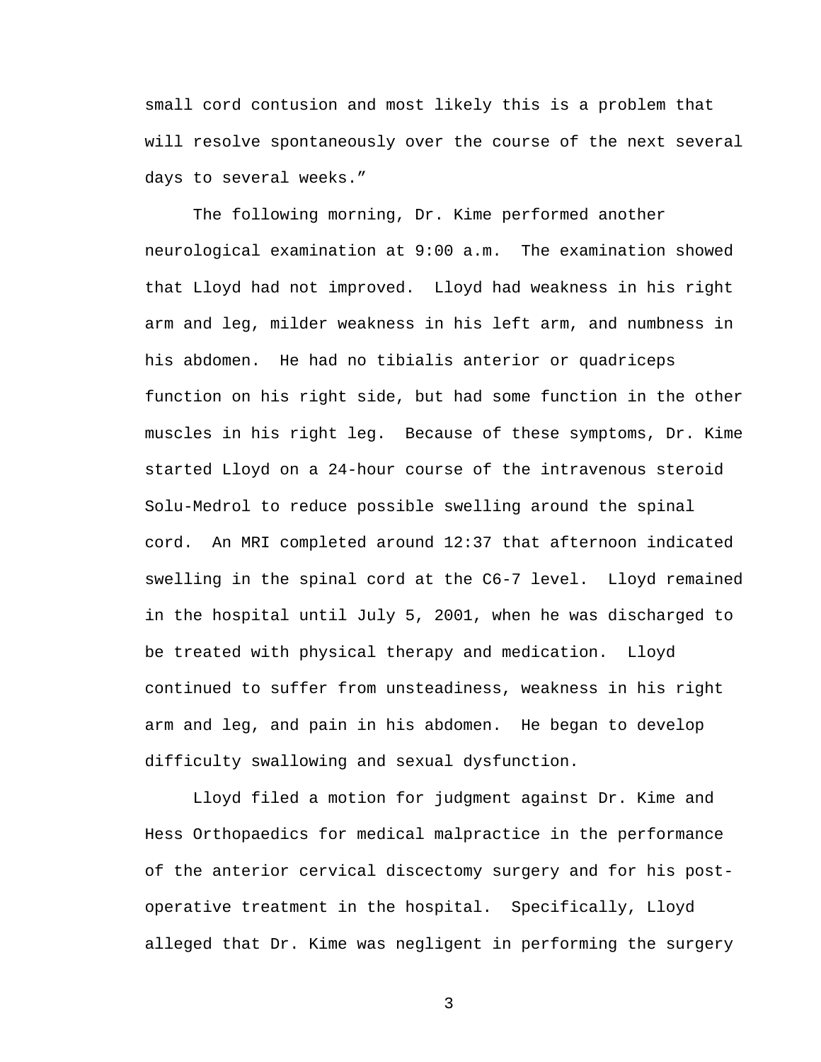small cord contusion and most likely this is a problem that will resolve spontaneously over the course of the next several days to several weeks."

The following morning, Dr. Kime performed another neurological examination at 9:00 a.m. The examination showed that Lloyd had not improved. Lloyd had weakness in his right arm and leg, milder weakness in his left arm, and numbness in his abdomen. He had no tibialis anterior or quadriceps function on his right side, but had some function in the other muscles in his right leg. Because of these symptoms, Dr. Kime started Lloyd on a 24-hour course of the intravenous steroid Solu-Medrol to reduce possible swelling around the spinal cord. An MRI completed around 12:37 that afternoon indicated swelling in the spinal cord at the C6-7 level. Lloyd remained in the hospital until July 5, 2001, when he was discharged to be treated with physical therapy and medication. Lloyd continued to suffer from unsteadiness, weakness in his right arm and leg, and pain in his abdomen. He began to develop difficulty swallowing and sexual dysfunction.

Lloyd filed a motion for judgment against Dr. Kime and Hess Orthopaedics for medical malpractice in the performance of the anterior cervical discectomy surgery and for his post-operative treatment in the hospital. Specifically, Lloyd alleged that Dr. Kime was negligent in performing the surgery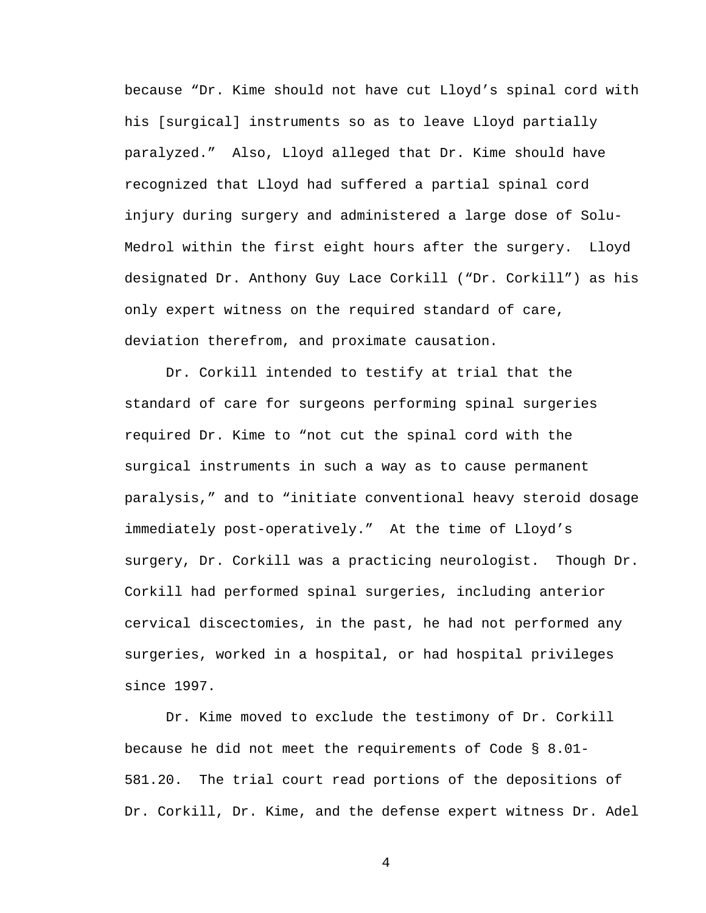because “Dr. Kime should not have cut Lloyd’s spinal cord with his [surgical] instruments so as to leave Lloyd partially paralyzed.” Also, Lloyd alleged that Dr. Kime should have recognized that Lloyd had suffered a partial spinal cord injury during surgery and administered a large dose of Solu-Medrol within the first eight hours after the surgery. Lloyd designated Dr. Anthony Guy Lace Corkill (“Dr. Corkill”) as his only expert witness on the required standard of care, deviation therefrom, and proximate causation.

Dr. Corkill intended to testify at trial that the standard of care for surgeons performing spinal surgeries required Dr. Kime to “not cut the spinal cord with the surgical instruments in such a way as to cause permanent paralysis,” and to “initiate conventional heavy steroid dosage immediately post-operatively.” At the time of Lloyd’s surgery, Dr. Corkill was a practicing neurologist. Though Dr. Corkill had performed spinal surgeries, including anterior cervical discectomies, in the past, he had not performed any surgeries, worked in a hospital, or had hospital privileges since 1997.

Dr. Kime moved to exclude the testimony of Dr. Corkill because he did not meet the requirements of Code § 8.01-581.20. The trial court read portions of the depositions of Dr. Corkill, Dr. Kime, and the defense expert witness Dr. Adel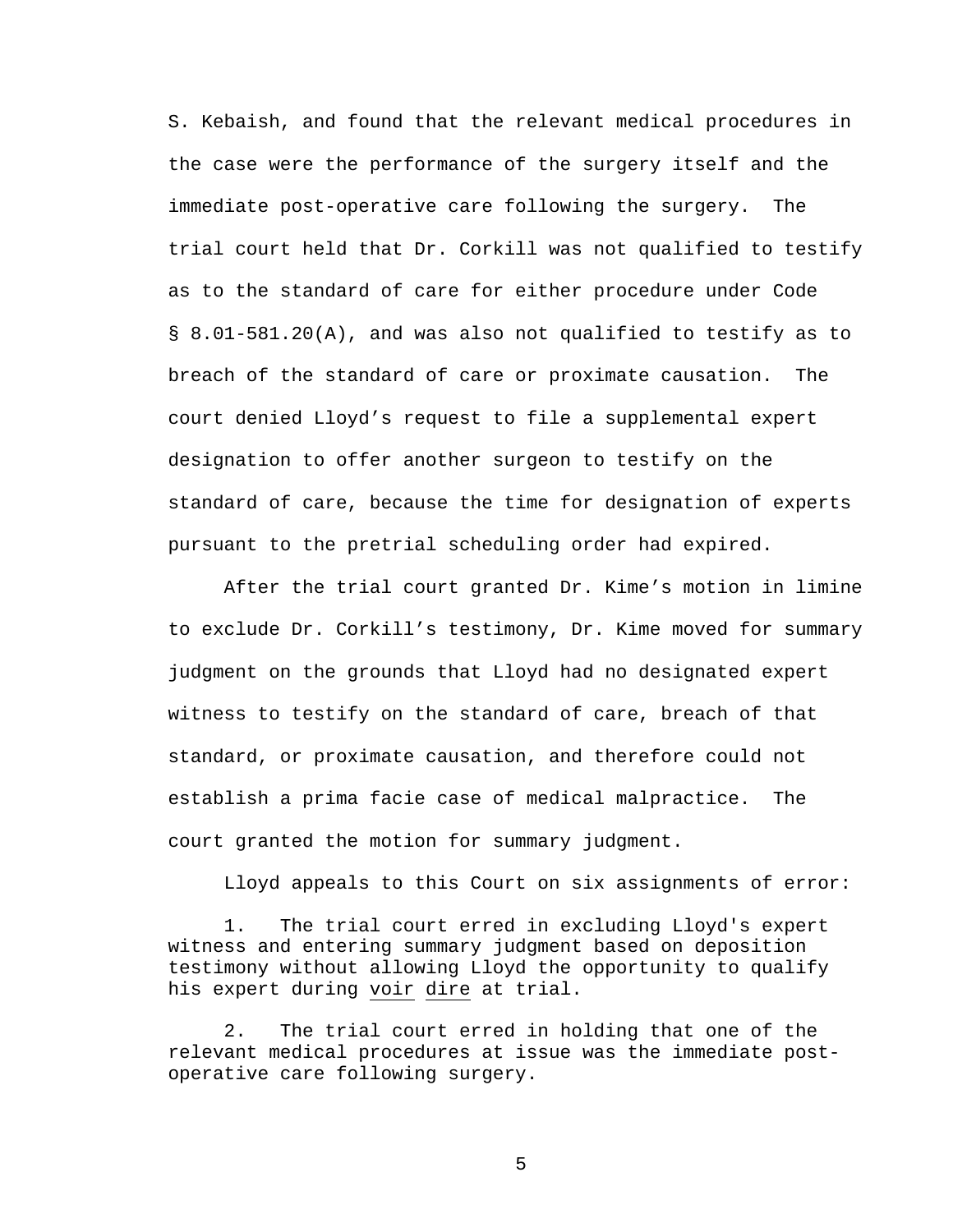S. Kebaish, and found that the relevant medical procedures in the case were the performance of the surgery itself and the immediate post-operative care following the surgery. The trial court held that Dr. Corkill was not qualified to testify as to the standard of care for either procedure under Code § 8.01-581.20(A), and was also not qualified to testify as to breach of the standard of care or proximate causation. The court denied Lloyd's request to file a supplemental expert designation to offer another surgeon to testify on the standard of care, because the time for designation of experts pursuant to the pretrial scheduling order had expired.

After the trial court granted Dr. Kime's motion in limine to exclude Dr. Corkill's testimony, Dr. Kime moved for summary judgment on the grounds that Lloyd had no designated expert witness to testify on the standard of care, breach of that standard, or proximate causation, and therefore could not establish a prima facie case of medical malpractice. The court granted the motion for summary judgment.

Lloyd appeals to this Court on six assignments of error:

1. The trial court erred in excluding Lloyd's expert witness and entering summary judgment based on deposition testimony without allowing Lloyd the opportunity to qualify his expert during voir dire at trial.

2. The trial court erred in holding that one of the relevant medical procedures at issue was the immediate post-operative care following surgery.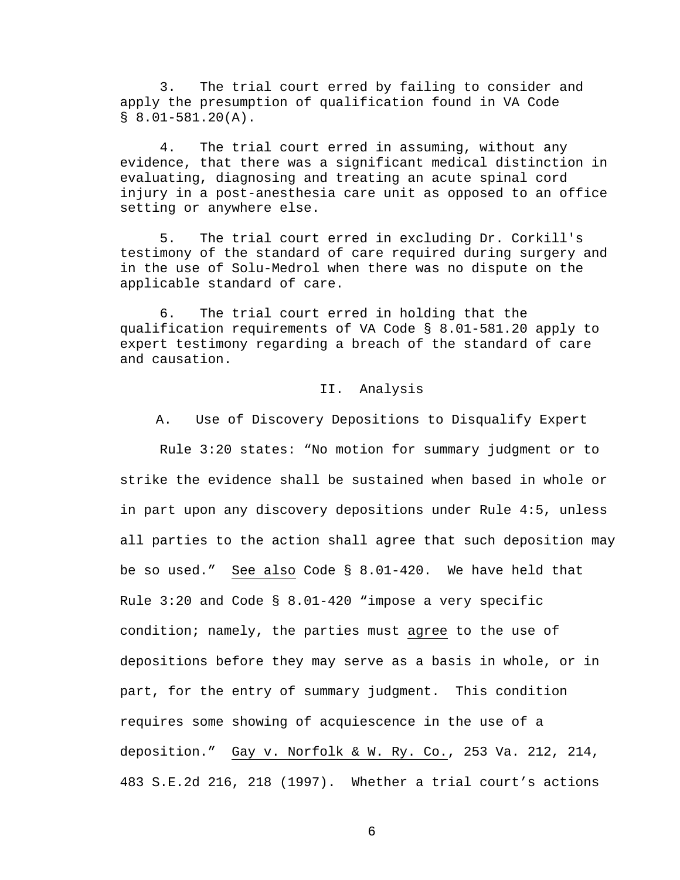3. The trial court erred by failing to consider and apply the presumption of qualification found in VA Code § 8.01-581.20(A).

4. The trial court erred in assuming, without any evidence, that there was a significant medical distinction in evaluating, diagnosing and treating an acute spinal cord injury in a post-anesthesia care unit as opposed to an office setting or anywhere else.

5. The trial court erred in excluding Dr. Corkill's testimony of the standard of care required during surgery and in the use of Solu-Medrol when there was no dispute on the applicable standard of care.

6. The trial court erred in holding that the qualification requirements of VA Code § 8.01-581.20 apply to expert testimony regarding a breach of the standard of care and causation.

## II. Analysis

### A. Use of Discovery Depositions to Disqualify Expert

Rule 3:20 states: "No motion for summary judgment or to strike the evidence shall be sustained when based in whole or in part upon any discovery depositions under Rule 4:5, unless all parties to the action shall agree that such deposition may be so used." _See also_ Code § 8.01-420. We have held that Rule 3:20 and Code § 8.01-420 "impose a very specific condition; namely, the parties must _agree_ to the use of depositions before they may serve as a basis in whole, or in part, for the entry of summary judgment. This condition requires some showing of acquiescence in the use of a deposition." _Gay v. Norfolk & W. Ry. Co._, 253 Va. 212, 214, 483 S.E.2d 216, 218 (1997). Whether a trial court's actions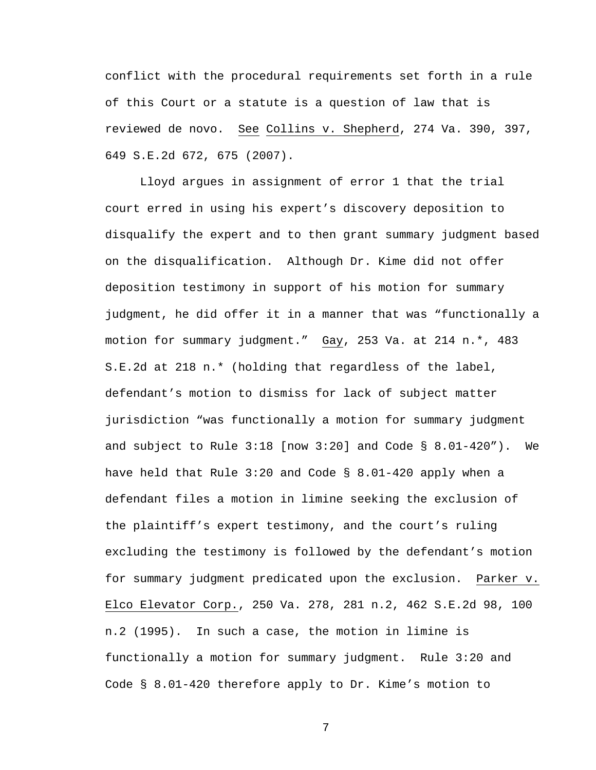conflict with the procedural requirements set forth in a rule of this Court or a statute is a question of law that is reviewed de novo. See Collins v. Shepherd, 274 Va. 390, 397, 649 S.E.2d 672, 675 (2007).

Lloyd argues in assignment of error 1 that the trial court erred in using his expert's discovery deposition to disqualify the expert and to then grant summary judgment based on the disqualification. Although Dr. Kime did not offer deposition testimony in support of his motion for summary judgment, he did offer it in a manner that was "functionally a motion for summary judgment." Gay, 253 Va. at 214 n.*, 483 S.E.2d at 218 n.* (holding that regardless of the label, defendant's motion to dismiss for lack of subject matter jurisdiction "was functionally a motion for summary judgment and subject to Rule 3:18 [now 3:20] and Code § 8.01-420"). We have held that Rule 3:20 and Code § 8.01-420 apply when a defendant files a motion in limine seeking the exclusion of the plaintiff's expert testimony, and the court's ruling excluding the testimony is followed by the defendant's motion for summary judgment predicated upon the exclusion. Parker v. Elco Elevator Corp., 250 Va. 278, 281 n.2, 462 S.E.2d 98, 100 n.2 (1995). In such a case, the motion in limine is functionally a motion for summary judgment. Rule 3:20 and Code § 8.01-420 therefore apply to Dr. Kime's motion to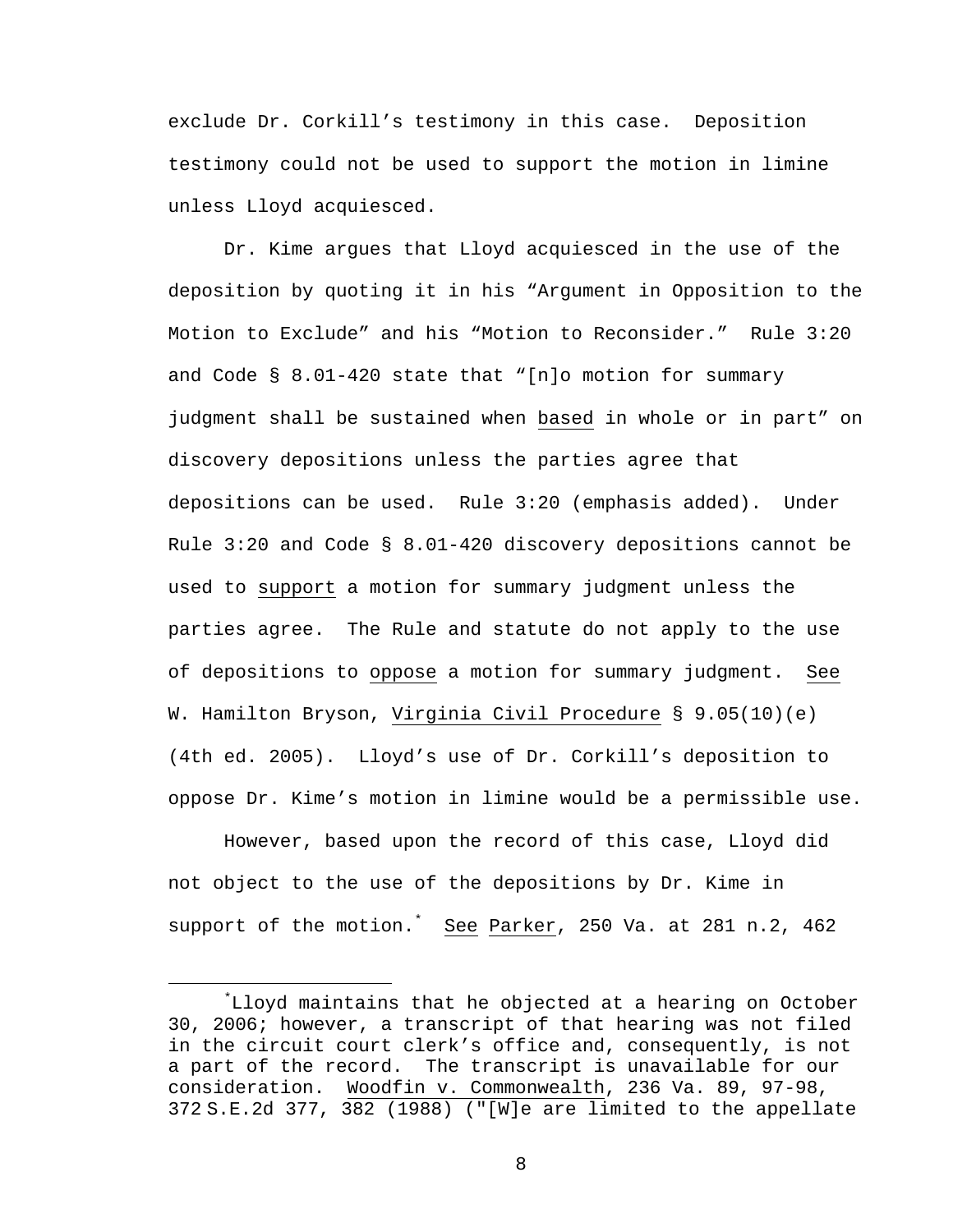exclude Dr. Corkill's testimony in this case. Deposition testimony could not be used to support the motion in limine unless Lloyd acquiesced.

Dr. Kime argues that Lloyd acquiesced in the use of the deposition by quoting it in his "Argument in Opposition to the Motion to Exclude" and his "Motion to Reconsider." Rule 3:20 and Code § 8.01-420 state that "[n]o motion for summary judgment shall be sustained when <u>based</u> in whole or in part" on discovery depositions unless the parties agree that depositions can be used. Rule 3:20 (emphasis added). Under Rule 3:20 and Code § 8.01-420 discovery depositions cannot be used to <u>support</u> a motion for summary judgment unless the parties agree. The Rule and statute do not apply to the use of depositions to <u>oppose</u> a motion for summary judgment. <u>See</u> W. Hamilton Bryson, <u>Virginia Civil Procedure</u> § 9.05(10)(e) (4th ed. 2005). Lloyd's use of Dr. Corkill's deposition to oppose Dr. Kime's motion in limine would be a permissible use.

However, based upon the record of this case, Lloyd did not object to the use of the depositions by Dr. Kime in support of the motion.[*] <u>See</u> <u>Parker</u>, 250 Va. at 281 n.2, 462

---

[*] Lloyd maintains that he objected at a hearing on October 30, 2006; however, a transcript of that hearing was not filed in the circuit court clerk's office and, consequently, is not a part of the record. The transcript is unavailable for our consideration. <u>Woodfin v. Commonwealth</u>, 236 Va. 89, 97-98, 372 S.E.2d 377, 382 (1988) ("[W]e are limited to the appellate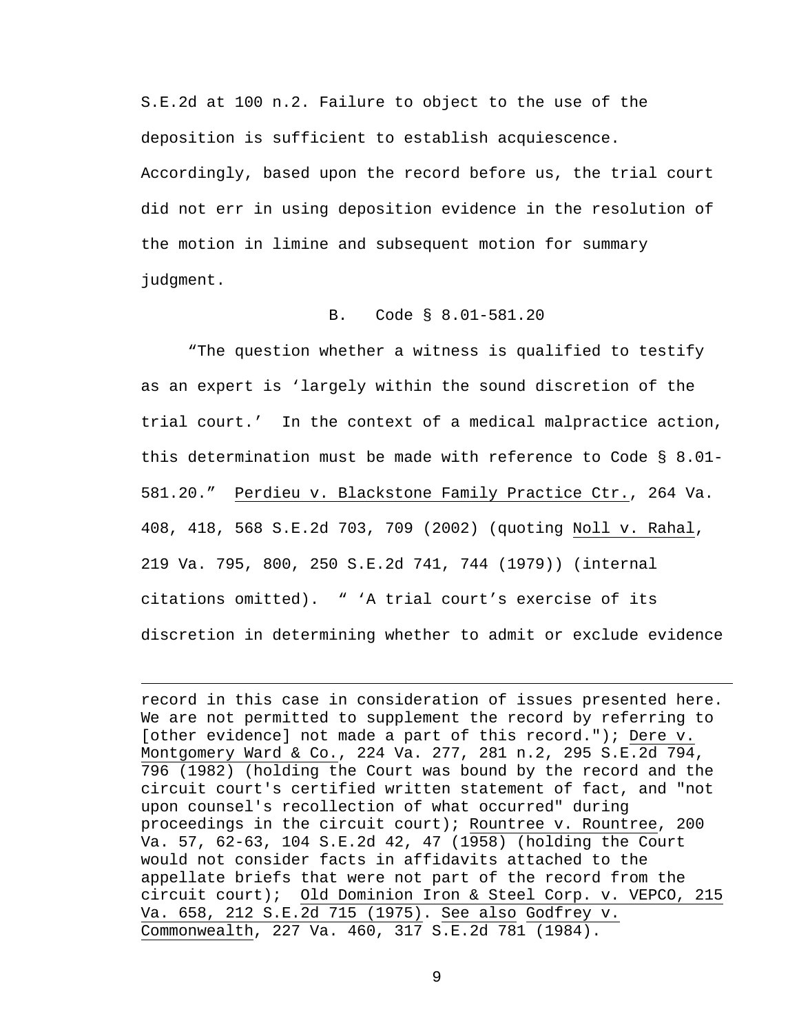S.E.2d at 100 n.2. Failure to object to the use of the deposition is sufficient to establish acquiescence. Accordingly, based upon the record before us, the trial court did not err in using deposition evidence in the resolution of the motion in limine and subsequent motion for summary judgment.

### B. Code § 8.01-581.20

"The question whether a witness is qualified to testify as an expert is 'largely within the sound discretion of the trial court.' In the context of a medical malpractice action, this determination must be made with reference to Code § 8.01-581.20." Perdieu v. Blackstone Family Practice Ctr., 264 Va. 408, 418, 568 S.E.2d 703, 709 (2002) (quoting Noll v. Rahal, 219 Va. 795, 800, 250 S.E.2d 741, 744 (1979)) (internal citations omitted). " 'A trial court's exercise of its discretion in determining whether to admit or exclude evidence

---

record in this case in consideration of issues presented here. We are not permitted to supplement the record by referring to [other evidence] not made a part of this record."); Dere v. Montgomery Ward & Co., 224 Va. 277, 281 n.2, 295 S.E.2d 794, 796 (1982) (holding the Court was bound by the record and the circuit court's certified written statement of fact, and "not upon counsel's recollection of what occurred" during proceedings in the circuit court); Rountree v. Rountree, 200 Va. 57, 62-63, 104 S.E.2d 42, 47 (1958) (holding the Court would not consider facts in affidavits attached to the appellate briefs that were not part of the record from the circuit court); Old Dominion Iron & Steel Corp. v. VEPCO, 215 Va. 658, 212 S.E.2d 715 (1975). See also Godfrey v. Commonwealth, 227 Va. 460, 317 S.E.2d 781 (1984).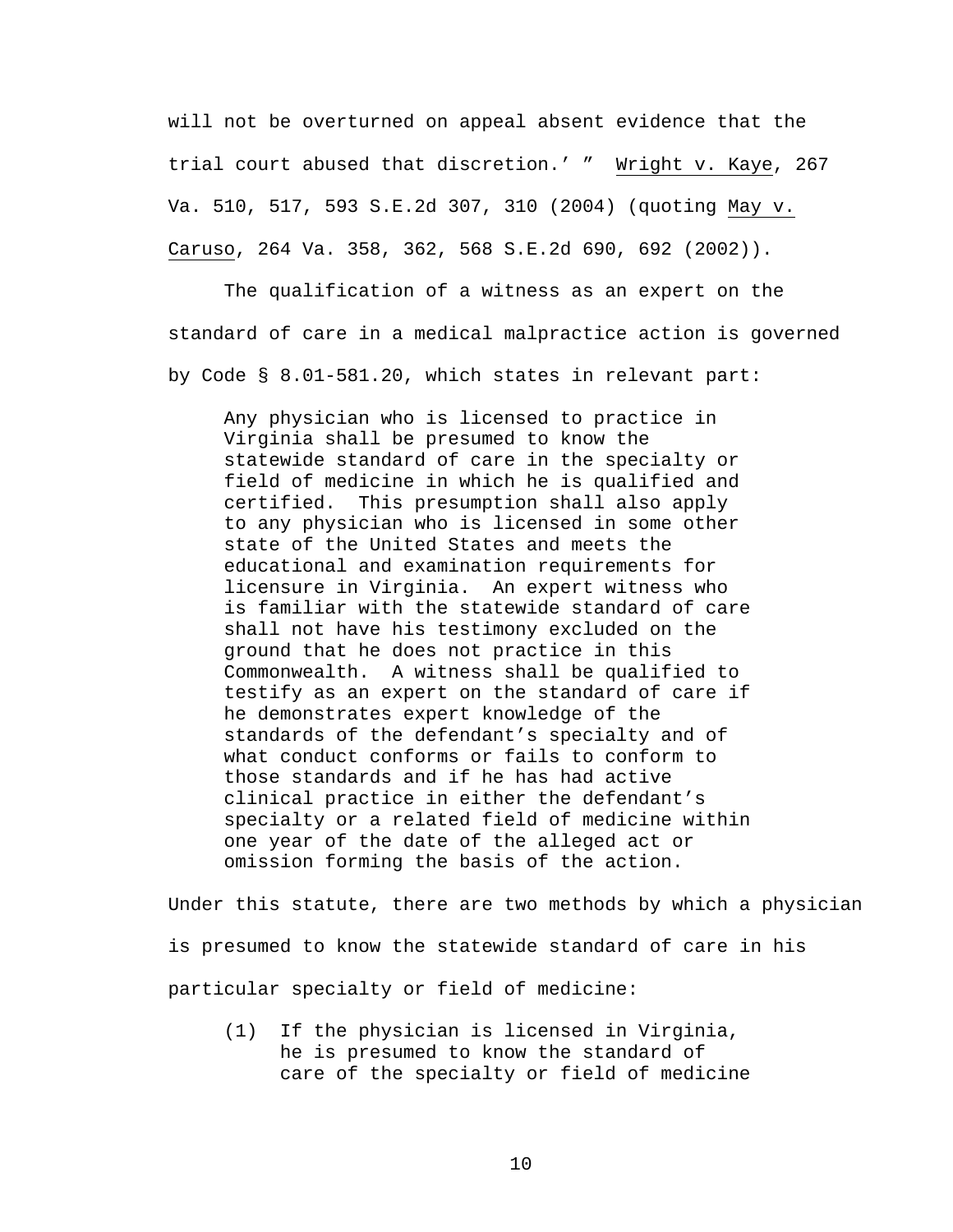will not be overturned on appeal absent evidence that the trial court abused that discretion.' " Wright v. Kaye, 267 Va. 510, 517, 593 S.E.2d 307, 310 (2004) (quoting May v. Caruso, 264 Va. 358, 362, 568 S.E.2d 690, 692 (2002)).

The qualification of a witness as an expert on the standard of care in a medical malpractice action is governed by Code § 8.01-581.20, which states in relevant part:

> Any physician who is licensed to practice in Virginia shall be presumed to know the statewide standard of care in the specialty or field of medicine in which he is qualified and certified. This presumption shall also apply to any physician who is licensed in some other state of the United States and meets the educational and examination requirements for licensure in Virginia. An expert witness who is familiar with the statewide standard of care shall not have his testimony excluded on the ground that he does not practice in this Commonwealth. A witness shall be qualified to testify as an expert on the standard of care if he demonstrates expert knowledge of the standards of the defendant's specialty and of what conduct conforms or fails to conform to those standards and if he has had active clinical practice in either the defendant's specialty or a related field of medicine within one year of the date of the alleged act or omission forming the basis of the action.

Under this statute, there are two methods by which a physician is presumed to know the statewide standard of care in his particular specialty or field of medicine:

> (1) If the physician is licensed in Virginia, he is presumed to know the standard of care of the specialty or field of medicine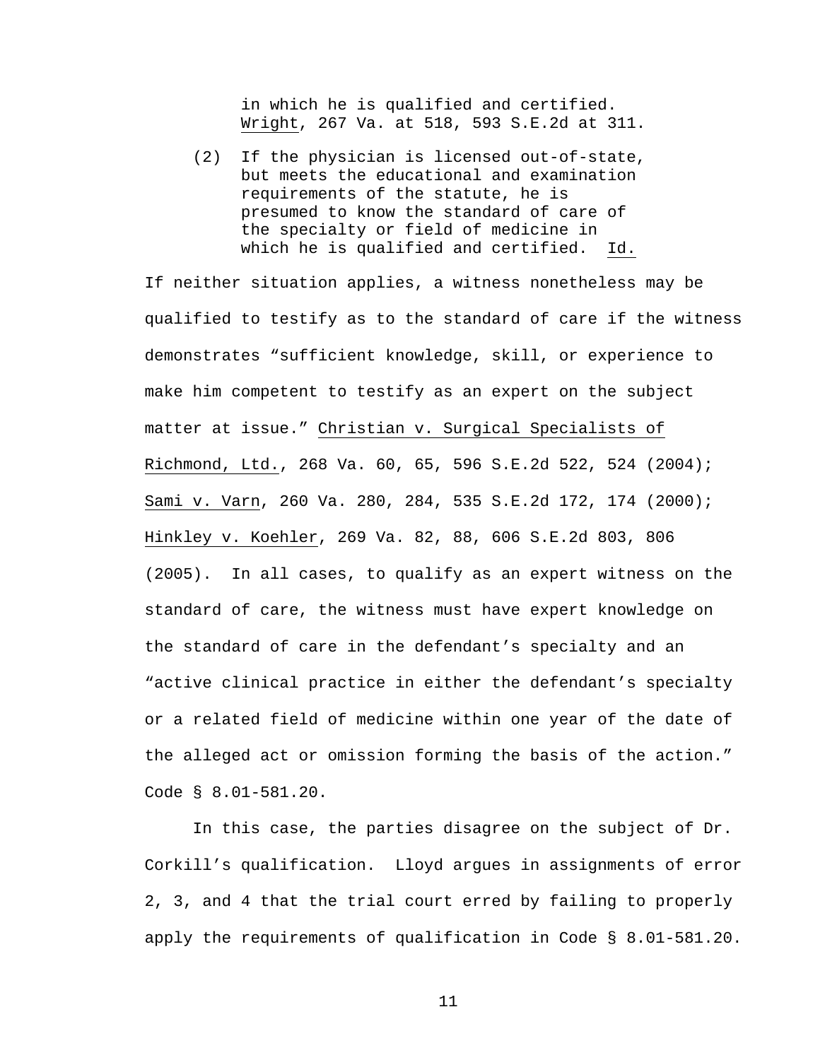in which he is qualified and certified. Wright, 267 Va. at 518, 593 S.E.2d at 311.

(2) If the physician is licensed out-of-state, but meets the educational and examination requirements of the statute, he is presumed to know the standard of care of the specialty or field of medicine in which he is qualified and certified. Id.

If neither situation applies, a witness nonetheless may be qualified to testify as to the standard of care if the witness demonstrates "sufficient knowledge, skill, or experience to make him competent to testify as an expert on the subject matter at issue." Christian v. Surgical Specialists of Richmond, Ltd., 268 Va. 60, 65, 596 S.E.2d 522, 524 (2004); Sami v. Varn, 260 Va. 280, 284, 535 S.E.2d 172, 174 (2000); Hinkley v. Koehler, 269 Va. 82, 88, 606 S.E.2d 803, 806 (2005). In all cases, to qualify as an expert witness on the standard of care, the witness must have expert knowledge on the standard of care in the defendant's specialty and an "active clinical practice in either the defendant's specialty or a related field of medicine within one year of the date of the alleged act or omission forming the basis of the action." Code § 8.01-581.20.

In this case, the parties disagree on the subject of Dr. Corkill's qualification. Lloyd argues in assignments of error 2, 3, and 4 that the trial court erred by failing to properly apply the requirements of qualification in Code § 8.01-581.20.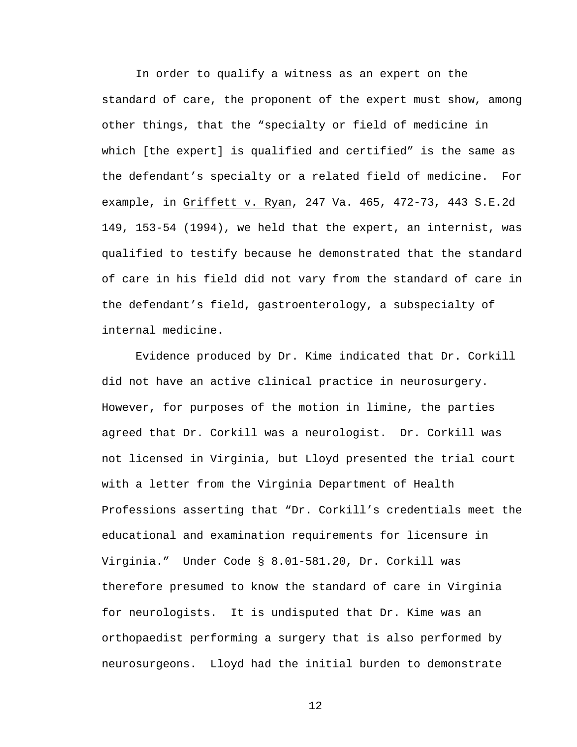In order to qualify a witness as an expert on the standard of care, the proponent of the expert must show, among other things, that the "specialty or field of medicine in which [the expert] is qualified and certified" is the same as the defendant's specialty or a related field of medicine. For example, in Griffett v. Ryan, 247 Va. 465, 472-73, 443 S.E.2d 149, 153-54 (1994), we held that the expert, an internist, was qualified to testify because he demonstrated that the standard of care in his field did not vary from the standard of care in the defendant's field, gastroenterology, a subspecialty of internal medicine.

Evidence produced by Dr. Kime indicated that Dr. Corkill did not have an active clinical practice in neurosurgery. However, for purposes of the motion in limine, the parties agreed that Dr. Corkill was a neurologist. Dr. Corkill was not licensed in Virginia, but Lloyd presented the trial court with a letter from the Virginia Department of Health Professions asserting that "Dr. Corkill's credentials meet the educational and examination requirements for licensure in Virginia." Under Code § 8.01-581.20, Dr. Corkill was therefore presumed to know the standard of care in Virginia for neurologists. It is undisputed that Dr. Kime was an orthopaedist performing a surgery that is also performed by neurosurgeons. Lloyd had the initial burden to demonstrate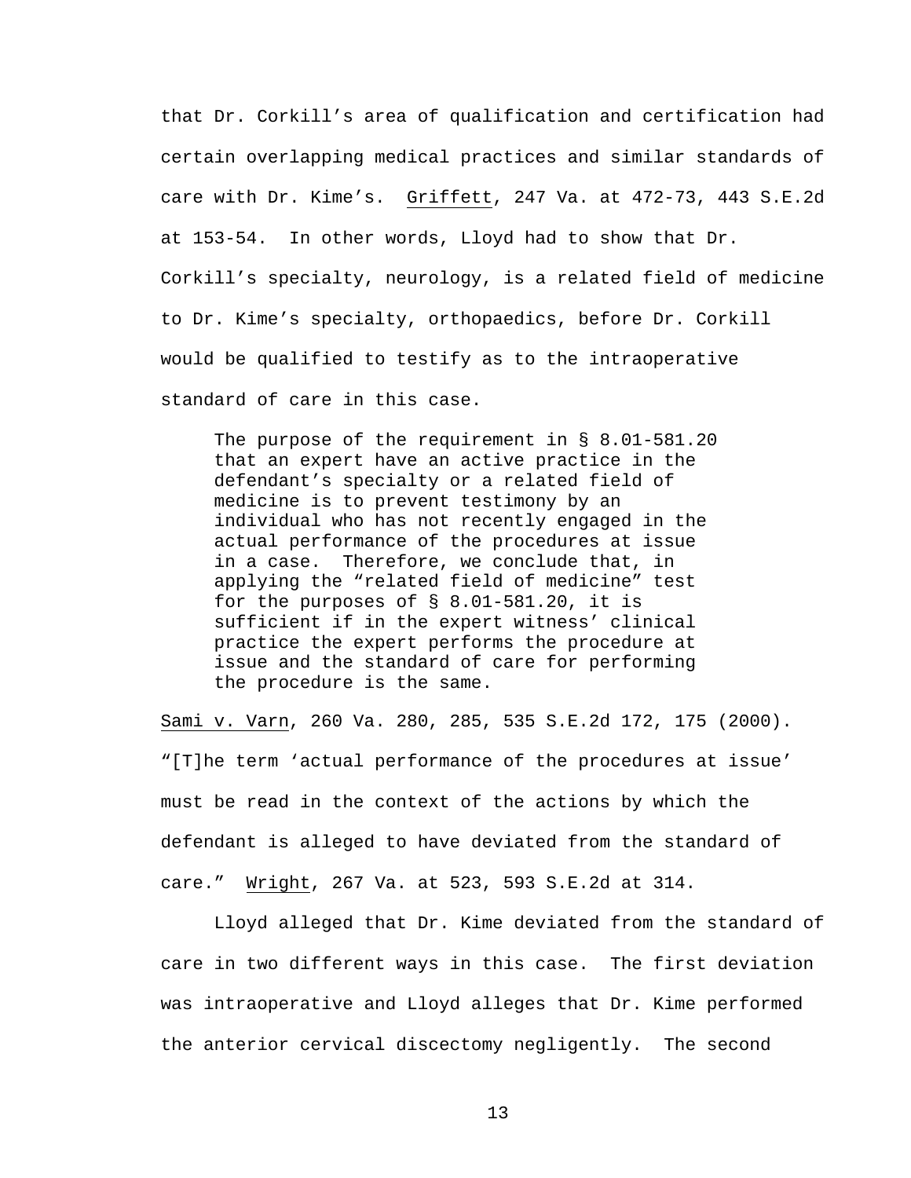that Dr. Corkill's area of qualification and certification had certain overlapping medical practices and similar standards of care with Dr. Kime's. Griffett, 247 Va. at 472-73, 443 S.E.2d at 153-54. In other words, Lloyd had to show that Dr. Corkill's specialty, neurology, is a related field of medicine to Dr. Kime's specialty, orthopaedics, before Dr. Corkill would be qualified to testify as to the intraoperative standard of care in this case.

> The purpose of the requirement in § 8.01-581.20 that an expert have an active practice in the defendant's specialty or a related field of medicine is to prevent testimony by an individual who has not recently engaged in the actual performance of the procedures at issue in a case. Therefore, we conclude that, in applying the "related field of medicine" test for the purposes of § 8.01-581.20, it is sufficient if in the expert witness' clinical practice the expert performs the procedure at issue and the standard of care for performing the procedure is the same.

Sami v. Varn, 260 Va. 280, 285, 535 S.E.2d 172, 175 (2000). "[T]he term 'actual performance of the procedures at issue' must be read in the context of the actions by which the defendant is alleged to have deviated from the standard of care." Wright, 267 Va. at 523, 593 S.E.2d at 314.

Lloyd alleged that Dr. Kime deviated from the standard of care in two different ways in this case. The first deviation was intraoperative and Lloyd alleges that Dr. Kime performed the anterior cervical discectomy negligently. The second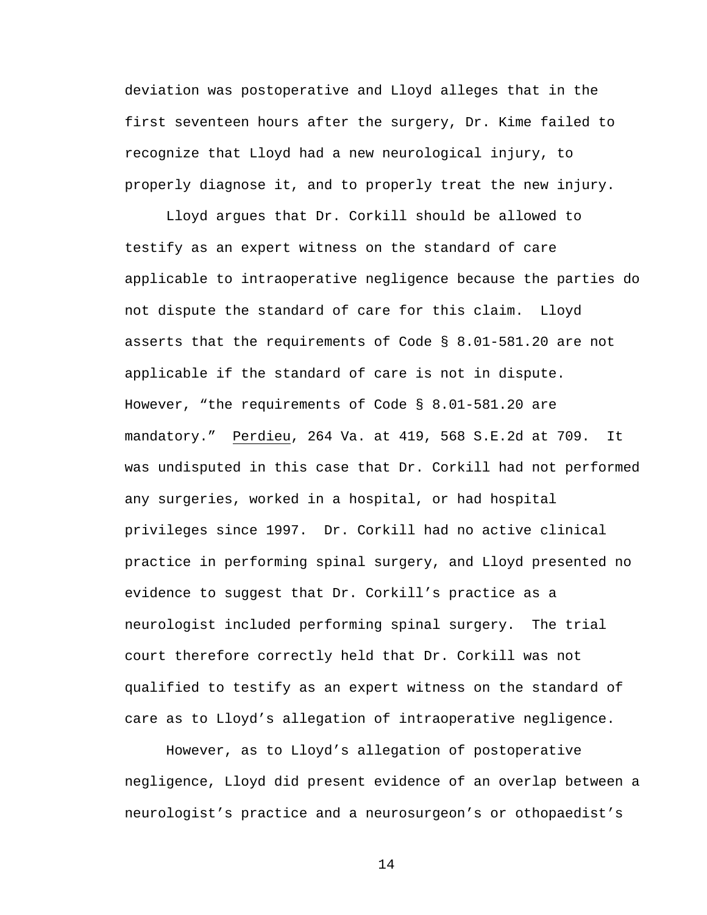deviation was postoperative and Lloyd alleges that in the first seventeen hours after the surgery, Dr. Kime failed to recognize that Lloyd had a new neurological injury, to properly diagnose it, and to properly treat the new injury.

Lloyd argues that Dr. Corkill should be allowed to testify as an expert witness on the standard of care applicable to intraoperative negligence because the parties do not dispute the standard of care for this claim. Lloyd asserts that the requirements of Code § 8.01-581.20 are not applicable if the standard of care is not in dispute. However, "the requirements of Code § 8.01-581.20 are mandatory." Perdieu, 264 Va. at 419, 568 S.E.2d at 709. It was undisputed in this case that Dr. Corkill had not performed any surgeries, worked in a hospital, or had hospital privileges since 1997. Dr. Corkill had no active clinical practice in performing spinal surgery, and Lloyd presented no evidence to suggest that Dr. Corkill's practice as a neurologist included performing spinal surgery. The trial court therefore correctly held that Dr. Corkill was not qualified to testify as an expert witness on the standard of care as to Lloyd's allegation of intraoperative negligence.

However, as to Lloyd's allegation of postoperative negligence, Lloyd did present evidence of an overlap between a neurologist's practice and a neurosurgeon's or othopaedist's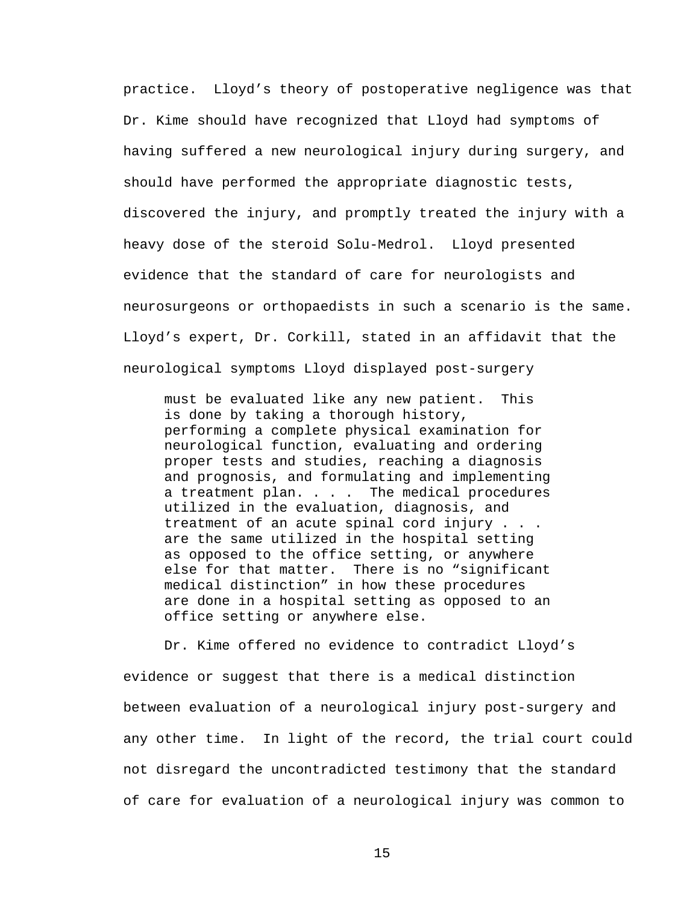practice. Lloyd's theory of postoperative negligence was that Dr. Kime should have recognized that Lloyd had symptoms of having suffered a new neurological injury during surgery, and should have performed the appropriate diagnostic tests, discovered the injury, and promptly treated the injury with a heavy dose of the steroid Solu-Medrol. Lloyd presented evidence that the standard of care for neurologists and neurosurgeons or orthopaedists in such a scenario is the same. Lloyd's expert, Dr. Corkill, stated in an affidavit that the neurological symptoms Lloyd displayed post-surgery

> must be evaluated like any new patient. This is done by taking a thorough history, performing a complete physical examination for neurological function, evaluating and ordering proper tests and studies, reaching a diagnosis and prognosis, and formulating and implementing a treatment plan. . . . The medical procedures utilized in the evaluation, diagnosis, and treatment of an acute spinal cord injury . . . are the same utilized in the hospital setting as opposed to the office setting, or anywhere else for that matter. There is no "significant medical distinction" in how these procedures are done in a hospital setting as opposed to an office setting or anywhere else.

Dr. Kime offered no evidence to contradict Lloyd's evidence or suggest that there is a medical distinction between evaluation of a neurological injury post-surgery and any other time. In light of the record, the trial court could not disregard the uncontradicted testimony that the standard of care for evaluation of a neurological injury was common to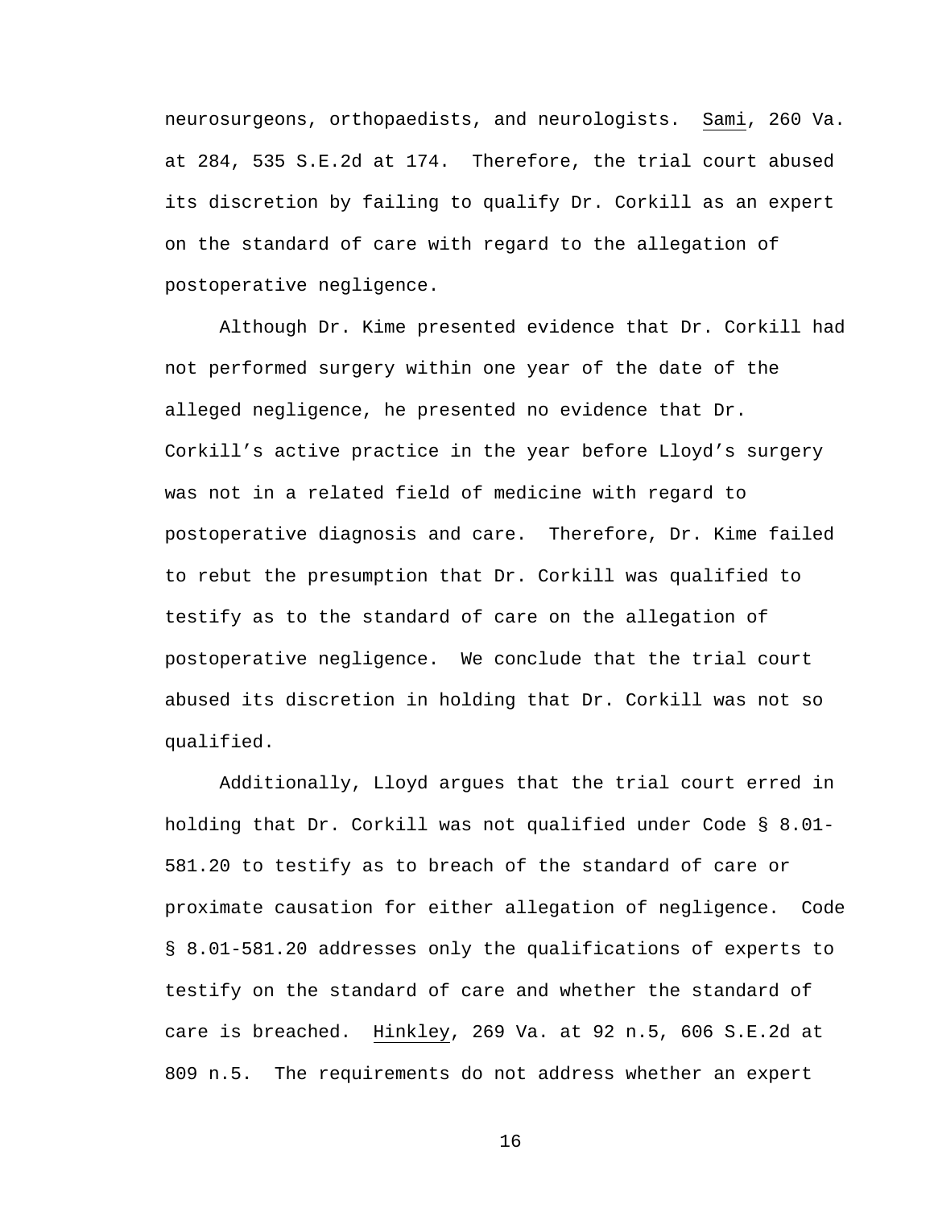neurosurgeons, orthopaedists, and neurologists. Sami, 260 Va. at 284, 535 S.E.2d at 174. Therefore, the trial court abused its discretion by failing to qualify Dr. Corkill as an expert on the standard of care with regard to the allegation of postoperative negligence.

Although Dr. Kime presented evidence that Dr. Corkill had not performed surgery within one year of the date of the alleged negligence, he presented no evidence that Dr. Corkill's active practice in the year before Lloyd's surgery was not in a related field of medicine with regard to postoperative diagnosis and care. Therefore, Dr. Kime failed to rebut the presumption that Dr. Corkill was qualified to testify as to the standard of care on the allegation of postoperative negligence. We conclude that the trial court abused its discretion in holding that Dr. Corkill was not so qualified.

Additionally, Lloyd argues that the trial court erred in holding that Dr. Corkill was not qualified under Code § 8.01-581.20 to testify as to breach of the standard of care or proximate causation for either allegation of negligence. Code § 8.01-581.20 addresses only the qualifications of experts to testify on the standard of care and whether the standard of care is breached. Hinkley, 269 Va. at 92 n.5, 606 S.E.2d at 809 n.5. The requirements do not address whether an expert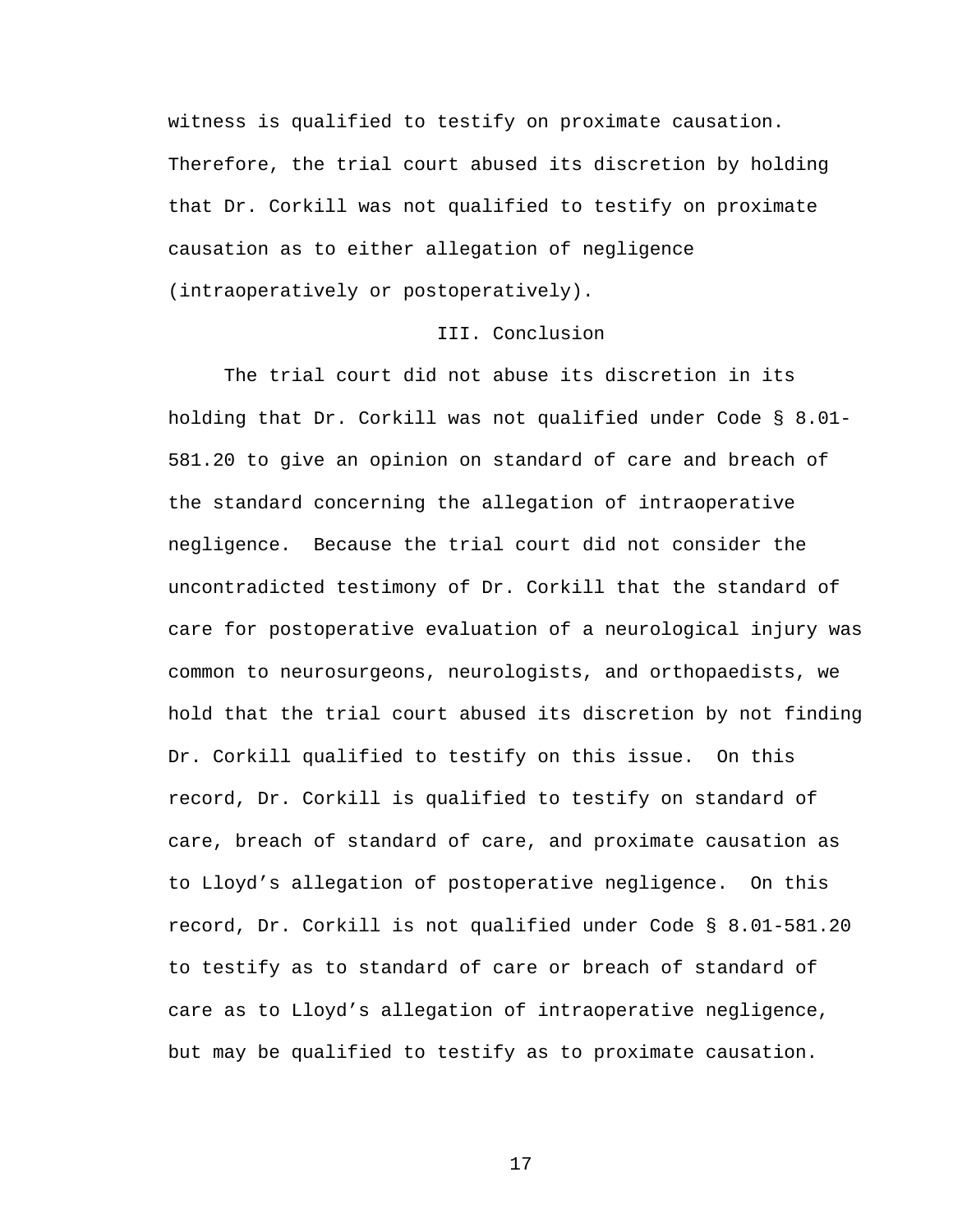witness is qualified to testify on proximate causation. Therefore, the trial court abused its discretion by holding that Dr. Corkill was not qualified to testify on proximate causation as to either allegation of negligence (intraoperatively or postoperatively).

## III. Conclusion

The trial court did not abuse its discretion in its holding that Dr. Corkill was not qualified under Code § 8.01-581.20 to give an opinion on standard of care and breach of the standard concerning the allegation of intraoperative negligence. Because the trial court did not consider the uncontradicted testimony of Dr. Corkill that the standard of care for postoperative evaluation of a neurological injury was common to neurosurgeons, neurologists, and orthopaedists, we hold that the trial court abused its discretion by not finding Dr. Corkill qualified to testify on this issue. On this record, Dr. Corkill is qualified to testify on standard of care, breach of standard of care, and proximate causation as to Lloyd's allegation of postoperative negligence. On this record, Dr. Corkill is not qualified under Code § 8.01-581.20 to testify as to standard of care or breach of standard of care as to Lloyd's allegation of intraoperative negligence, but may be qualified to testify as to proximate causation.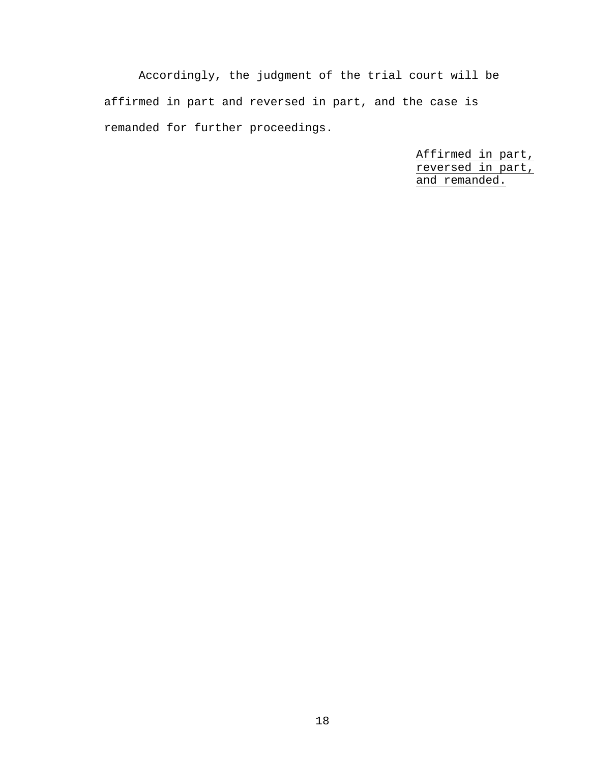Accordingly, the judgment of the trial court will be affirmed in part and reversed in part, and the case is remanded for further proceedings.

Affirmed in part,
reversed in part,
and remanded.